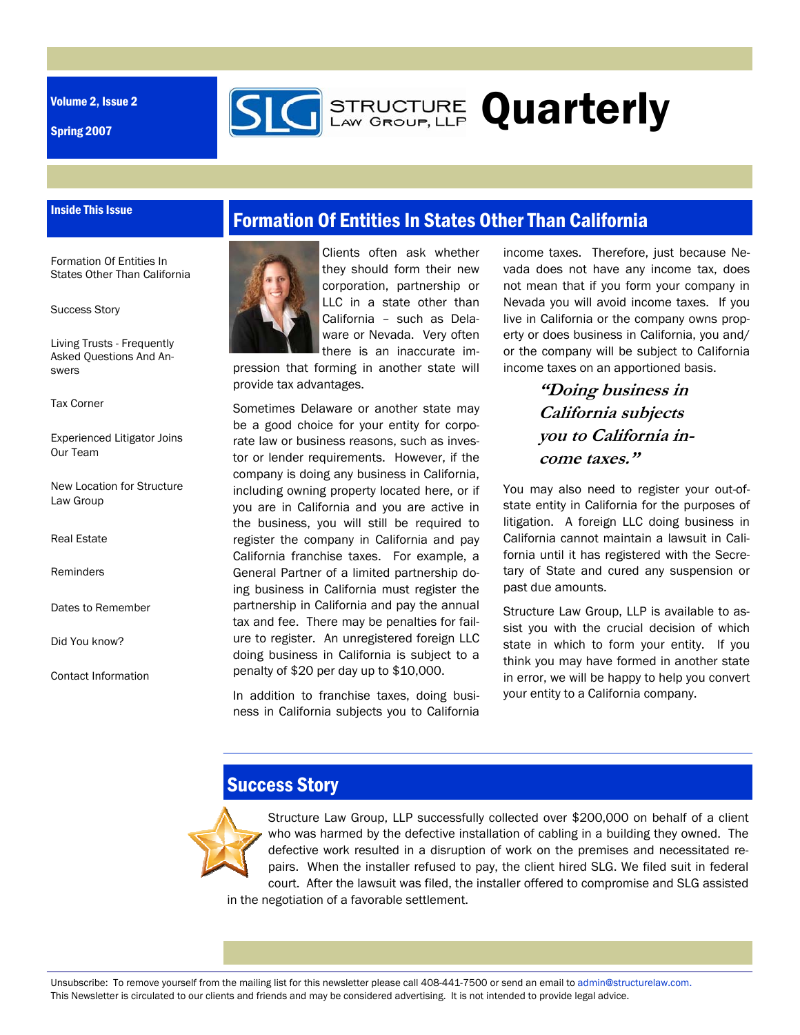Volume 2, Issue 2

Spring 2007

# Structure Law Group, LLP Quarterly

**Inside This Issue**

- Formation Of Entities In States Other Than California
- Success Story
- Living Trusts - Frequently Asked Questions And Answers
- Tax Corner
- Experienced Litigator Joins Our Team
- New Location for Structure Law Group
- Real Estate
- Reminders
- Dates to Remember
- Did You know?
- Contact Information

## Formation Of Entities In States Other Than California

Clients often ask whether they should form their new corporation, partnership or LLC in a state other than California – such as Delaware or Nevada. Very often there is an inaccurate impression that forming in another state will provide tax advantages.

Sometimes Delaware or another state may be a good choice for your entity for corporate law or business reasons, such as investor or lender requirements. However, if the company is doing any business in California, including owning property located here, or if you are in California and you are active in the business, you will still be required to register the company in California and pay California franchise taxes. For example, a General Partner of a limited partnership doing business in California must register the partnership in California and pay the annual tax and fee. There may be penalties for failure to register. An unregistered foreign LLC doing business in California is subject to a penalty of $20 per day up to $10,000.

In addition to franchise taxes, doing business in California subjects you to California income taxes. Therefore, just because Nevada does not have any income tax, does not mean that if you form your company in Nevada you will avoid income taxes. If you live in California or the company owns property or does business in California, you and/or the company will be subject to California income taxes on an apportioned basis.

> ***"Doing business in California subjects you to California income taxes."***

You may also need to register your out-of-state entity in California for the purposes of litigation. A foreign LLC doing business in California cannot maintain a lawsuit in California until it has registered with the Secretary of State and cured any suspension or past due amounts.

Structure Law Group, LLP is available to assist you with the crucial decision of which state in which to form your entity. If you think you may have formed in another state in error, we will be happy to help you convert your entity to a California company.

## Success Story

Structure Law Group, LLP successfully collected over $200,000 on behalf of a client who was harmed by the defective installation of cabling in a building they owned. The defective work resulted in a disruption of work on the premises and necessitated repairs. When the installer refused to pay, the client hired SLG. We filed suit in federal court. After the lawsuit was filed, the installer offered to compromise and SLG assisted in the negotiation of a favorable settlement.

Unsubscribe: To remove yourself from the mailing list for this newsletter please call 408-441-7500 or send an email to admin@structurelaw.com.
This Newsletter is circulated to our clients and friends and may be considered advertising. It is not intended to provide legal advice.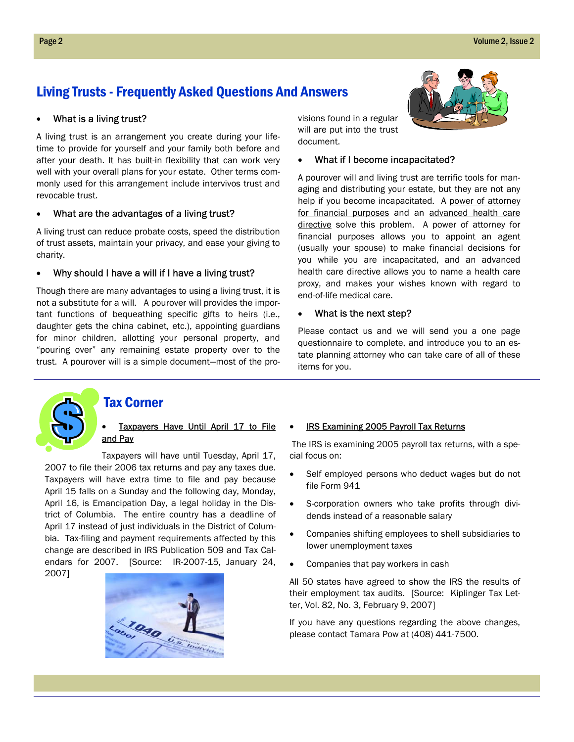## Living Trusts - Frequently Asked Questions And Answers

- What is a living trust?

A living trust is an arrangement you create during your lifetime to provide for yourself and your family both before and after your death. It has built-in flexibility that can work very well with your overall plans for your estate. Other terms commonly used for this arrangement include intervivos trust and revocable trust.

- What are the advantages of a living trust?

A living trust can reduce probate costs, speed the distribution of trust assets, maintain your privacy, and ease your giving to charity.

- Why should I have a will if I have a living trust?

Though there are many advantages to using a living trust, it is not a substitute for a will. A pourover will provides the important functions of bequeathing specific gifts to heirs (i.e., daughter gets the china cabinet, etc.), appointing guardians for minor children, allotting your personal property, and "pouring over" any remaining estate property over to the trust. A pourover will is a simple document—most of the provisions found in a regular will are put into the trust document.

- What if I become incapacitated?

A pourover will and living trust are terrific tools for managing and distributing your estate, but they are not any help if you become incapacitated. A power of attorney for financial purposes and an advanced health care directive solve this problem. A power of attorney for financial purposes allows you to appoint an agent (usually your spouse) to make financial decisions for you while you are incapacitated, and an advanced health care directive allows you to name a health care proxy, and makes your wishes known with regard to end-of-life medical care.

- What is the next step?

Please contact us and we will send you a one page questionnaire to complete, and introduce you to an estate planning attorney who can take care of all of these items for you.

## Tax Corner

- Taxpayers Have Until April 17 to File and Pay

Taxpayers will have until Tuesday, April 17, 2007 to file their 2006 tax returns and pay any taxes due. Taxpayers will have extra time to file and pay because April 15 falls on a Sunday and the following day, Monday, April 16, is Emancipation Day, a legal holiday in the District of Columbia. The entire country has a deadline of April 17 instead of just individuals in the District of Columbia. Tax-filing and payment requirements affected by this change are described in IRS Publication 509 and Tax Calendars for 2007. [Source: IR-2007-15, January 24, 2007]

- IRS Examining 2005 Payroll Tax Returns

The IRS is examining 2005 payroll tax returns, with a special focus on:

- Self employed persons who deduct wages but do not file Form 941
- S-corporation owners who take profits through dividends instead of a reasonable salary
- Companies shifting employees to shell subsidiaries to lower unemployment taxes
- Companies that pay workers in cash

All 50 states have agreed to show the IRS the results of their employment tax audits. [Source: Kiplinger Tax Letter, Vol. 82, No. 3, February 9, 2007]

If you have any questions regarding the above changes, please contact Tamara Pow at (408) 441-7500.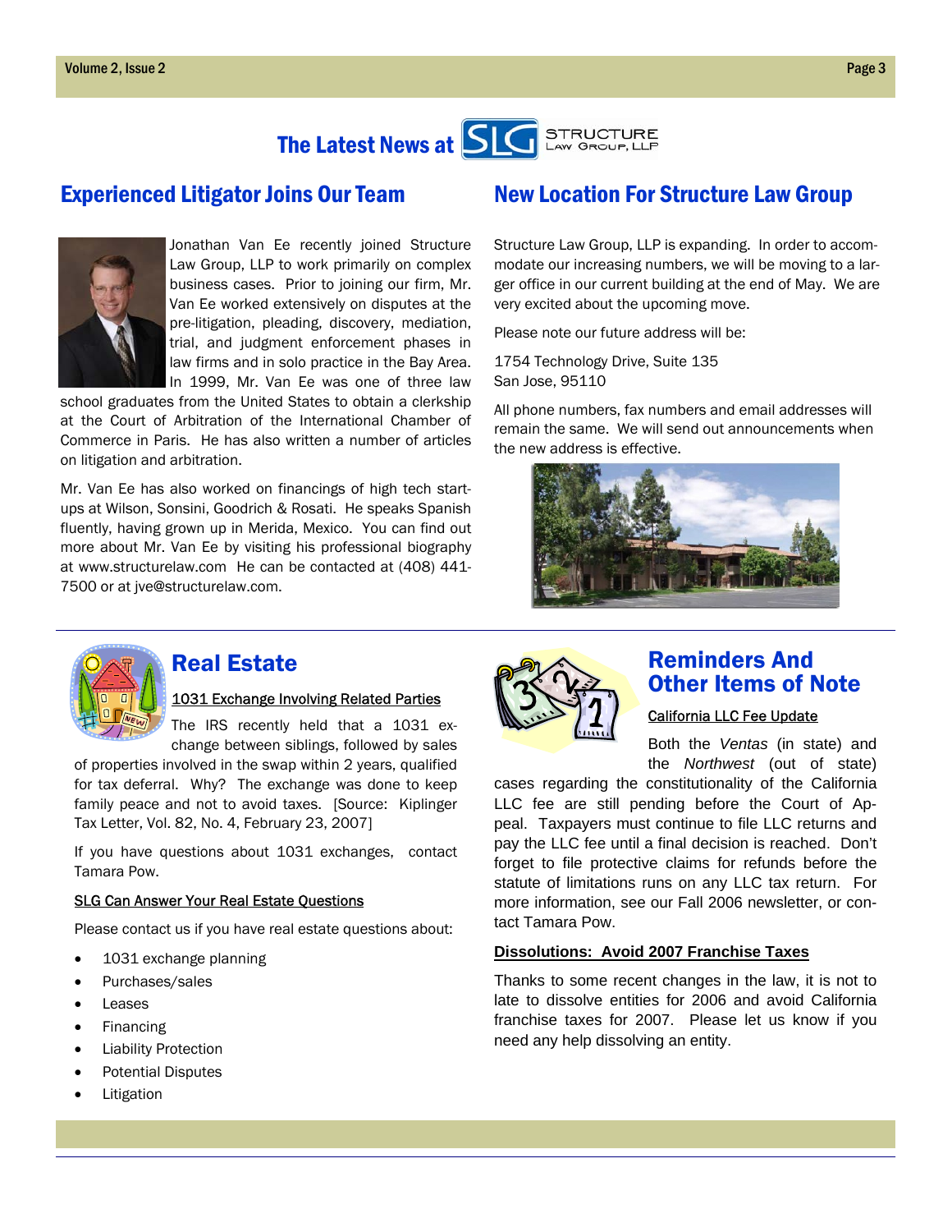# The Latest News at SLG Structure Law Group, LLP

## Experienced Litigator Joins Our Team

Jonathan Van Ee recently joined Structure Law Group, LLP to work primarily on complex business cases. Prior to joining our firm, Mr. Van Ee worked extensively on disputes at the pre-litigation, pleading, discovery, mediation, trial, and judgment enforcement phases in law firms and in solo practice in the Bay Area. In 1999, Mr. Van Ee was one of three law school graduates from the United States to obtain a clerkship at the Court of Arbitration of the International Chamber of Commerce in Paris. He has also written a number of articles on litigation and arbitration.

Mr. Van Ee has also worked on financings of high tech start-ups at Wilson, Sonsini, Goodrich & Rosati. He speaks Spanish fluently, having grown up in Merida, Mexico. You can find out more about Mr. Van Ee by visiting his professional biography at www.structurelaw.com He can be contacted at (408) 441-7500 or at jve@structurelaw.com.

## New Location For Structure Law Group

Structure Law Group, LLP is expanding. In order to accommodate our increasing numbers, we will be moving to a larger office in our current building at the end of May. We are very excited about the upcoming move.

Please note our future address will be:

1754 Technology Drive, Suite 135
San Jose, 95110

All phone numbers, fax numbers and email addresses will remain the same. We will send out announcements when the new address is effective.

## Real Estate

### 1031 Exchange Involving Related Parties

The IRS recently held that a 1031 exchange between siblings, followed by sales of properties involved in the swap within 2 years, qualified for tax deferral. Why? The exchange was done to keep family peace and not to avoid taxes. [Source: Kiplinger Tax Letter, Vol. 82, No. 4, February 23, 2007]

If you have questions about 1031 exchanges, contact Tamara Pow.

### SLG Can Answer Your Real Estate Questions

Please contact us if you have real estate questions about:

- 1031 exchange planning
- Purchases/sales
- Leases
- Financing
- Liability Protection
- Potential Disputes
- Litigation

## Reminders And Other Items of Note

### California LLC Fee Update

Both the *Ventas* (in state) and the *Northwest* (out of state) cases regarding the constitutionality of the California LLC fee are still pending before the Court of Appeal. Taxpayers must continue to file LLC returns and pay the LLC fee until a final decision is reached. Don't forget to file protective claims for refunds before the statute of limitations runs on any LLC tax return. For more information, see our Fall 2006 newsletter, or contact Tamara Pow.

### Dissolutions: Avoid 2007 Franchise Taxes

Thanks to some recent changes in the law, it is not to late to dissolve entities for 2006 and avoid California franchise taxes for 2007. Please let us know if you need any help dissolving an entity.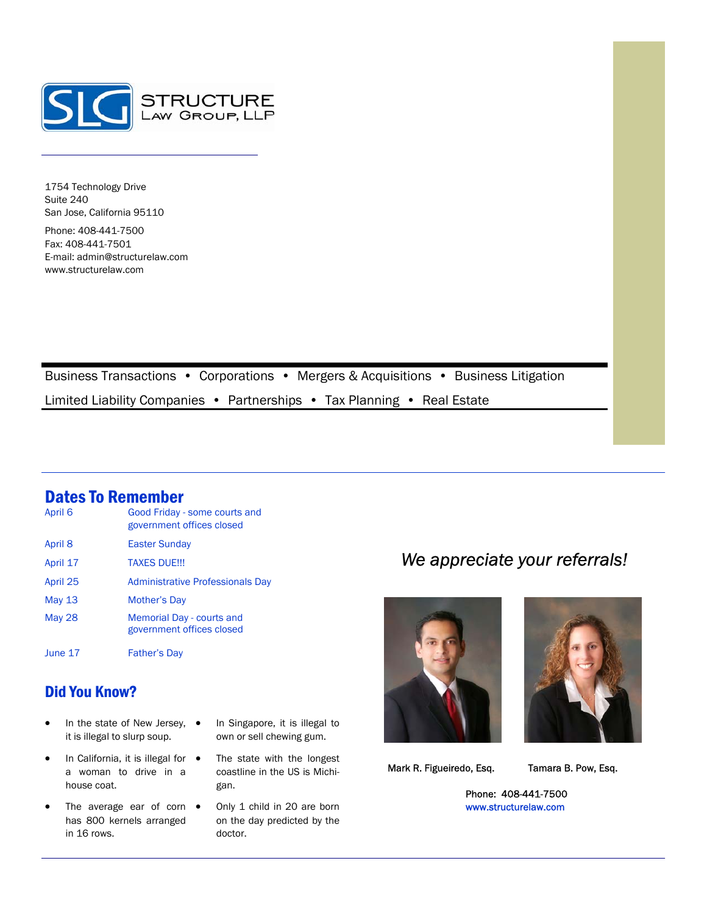STRUCTURE LAW GROUP, LLP

1754 Technology Drive
Suite 240
San Jose, California 95110

Phone: 408-441-7500
Fax: 408-441-7501
E-mail: admin@structurelaw.com
www.structurelaw.com

Business Transactions • Corporations • Mergers & Acquisitions • Business Litigation

Limited Liability Companies • Partnerships • Tax Planning • Real Estate

## Dates To Remember

| | |
|---|---|
| April 6 | Good Friday - some courts and government offices closed |
| April 8 | Easter Sunday |
| April 17 | TAXES DUE!!! |
| April 25 | Administrative Professionals Day |
| May 13 | Mother's Day |
| May 28 | Memorial Day - courts and government offices closed |
| June 17 | Father's Day |

## Did You Know?

- In the state of New Jersey, it is illegal to slurp soup.
- In California, it is illegal for a woman to drive in a house coat.
- The average ear of corn has 800 kernels arranged in 16 rows.
- In Singapore, it is illegal to own or sell chewing gum.
- The state with the longest coastline in the US is Michigan.
- Only 1 child in 20 are born on the day predicted by the doctor.

*We appreciate your referrals!*

Mark R. Figueiredo, Esq.

Tamara B. Pow, Esq.

Phone: 408-441-7500
www.structurelaw.com